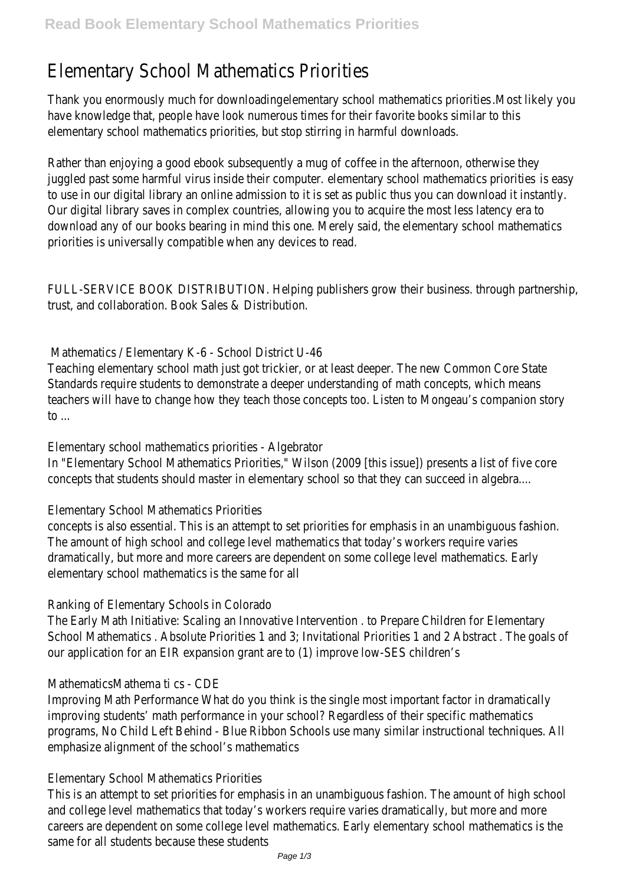# Elementary School Mathematics Priorities

Thank you enormously much for downloadingelementary school mathematics priorities.Most likely you have knowledge that, people have look numerous times for their favorite books similar to this elementary school mathematics priorities, but stop stirring in harmful downloads.

Rather than enjoying a good ebook subsequently a mug of coffee in the afternoon, otherwise they juggled past some harmful virus inside their computer. elementary school mathematics priorities is easy to use in our digital library an online admission to it is set as public thus you can download it instantly. Our digital library saves in complex countries, allowing you to acquire the most less latency era to download any of our books bearing in mind this one. Merely said, the elementary school mathematics priorities is universally compatible when any devices to read.

FULL-SERVICE BOOK DISTRIBUTION. Helping publishers grow their business. through partnership, trust, and collaboration. Book Sales & Distribution.

## Mathematics / Elementary K-6 - School District U-46

Teaching elementary school math just got trickier, or at least deeper. The new Common Core State Standards require students to demonstrate a deeper understanding of math concepts, which means teachers will have to change how they teach those concepts too. Listen to Mongeau's companion story to ...

## Elementary school mathematics priorities - Algebrator

In "Elementary School Mathematics Priorities," Wilson (2009 [this issue]) presents a list of five core concepts that students should master in elementary school so that they can succeed in algebra....

## Elementary School Mathematics Priorities

concepts is also essential. This is an attempt to set priorities for emphasis in an unambiguous fashion. The amount of high school and college level mathematics that today's workers require varies dramatically, but more and more careers are dependent on some college level mathematics. Early elementary school mathematics is the same for all

## Ranking of Elementary Schools in Colorado

The Early Math Initiative: Scaling an Innovative Intervention . to Prepare Children for Elementary School Mathematics . Absolute Priorities 1 and 3; Invitational Priorities 1 and 2 Abstract . The goals of our application for an EIR expansion grant are to (1) improve low-SES children's

## MathematicsMathema ti cs - CDE

Improving Math Performance What do you think is the single most important factor in dramatically improving students' math performance in your school? Regardless of their specific mathematics programs, No Child Left Behind - Blue Ribbon Schools use many similar instructional techniques. All emphasize alignment of the school's mathematics

## Elementary School Mathematics Priorities

This is an attempt to set priorities for emphasis in an unambiguous fashion. The amount of high school and college level mathematics that today's workers require varies dramatically, but more and more careers are dependent on some college level mathematics. Early elementary school mathematics is the same for all students because these students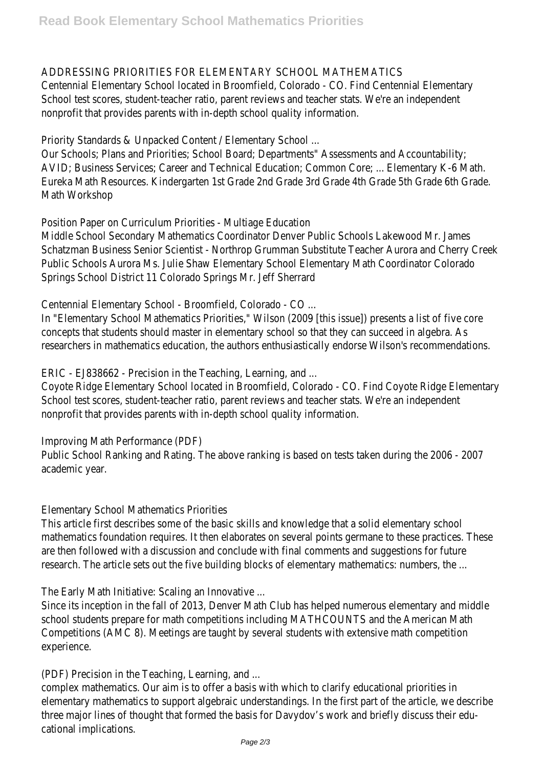ADDRESSING PRIORITIES FOR ELEMENTARY SCHOOL MATHEMATICS

Centennial Elementary School located in Broomfield, Colorado - CO. Find Centennial Elementary School test scores, student-teacher ratio, parent reviews and teacher stats. We're an independent nonprofit that provides parents with in-depth school quality information.

Priority Standards & Unpacked Content / Elementary School ...

Our Schools; Plans and Priorities; School Board; Departments" Assessments and Accountability; AVID; Business Services; Career and Technical Education; Common Core; ... Elementary K-6 Math. Eureka Math Resources. Kindergarten 1st Grade 2nd Grade 3rd Grade 4th Grade 5th Grade 6th Grade. Math Workshop

Position Paper on Curriculum Priorities - Multiage Education

Middle School Secondary Mathematics Coordinator Denver Public Schools Lakewood Mr. James Schatzman Business Senior Scientist - Northrop Grumman Substitute Teacher Aurora and Cherry Creek Public Schools Aurora Ms. Julie Shaw Elementary School Elementary Math Coordinator Colorado Springs School District 11 Colorado Springs Mr. Jeff Sherrard

Centennial Elementary School - Broomfield, Colorado - CO ...

In "Elementary School Mathematics Priorities," Wilson (2009 [this issue]) presents a list of five core concepts that students should master in elementary school so that they can succeed in algebra. As researchers in mathematics education, the authors enthusiastically endorse Wilson's recommendations.

ERIC - EJ838662 - Precision in the Teaching, Learning, and ...

Coyote Ridge Elementary School located in Broomfield, Colorado - CO. Find Coyote Ridge Elementary School test scores, student-teacher ratio, parent reviews and teacher stats. We're an independent nonprofit that provides parents with in-depth school quality information.

Improving Math Performance (PDF)

Public School Ranking and Rating. The above ranking is based on tests taken during the 2006 - 2007 academic year.

Elementary School Mathematics Priorities

This article first describes some of the basic skills and knowledge that a solid elementary school mathematics foundation requires. It then elaborates on several points germane to these practices. These are then followed with a discussion and conclude with final comments and suggestions for future research. The article sets out the five building blocks of elementary mathematics: numbers, the ...

The Early Math Initiative: Scaling an Innovative ...

Since its inception in the fall of 2013, Denver Math Club has helped numerous elementary and middle school students prepare for math competitions including MATHCOUNTS and the American Math Competitions (AMC 8). Meetings are taught by several students with extensive math competition experience.

(PDF) Precision in the Teaching, Learning, and ...

complex mathematics. Our aim is to offer a basis with which to clarify educational priorities in elementary mathematics to support algebraic understandings. In the first part of the article, we describe three major lines of thought that formed the basis for Davydov's work and briefly discuss their educational implications.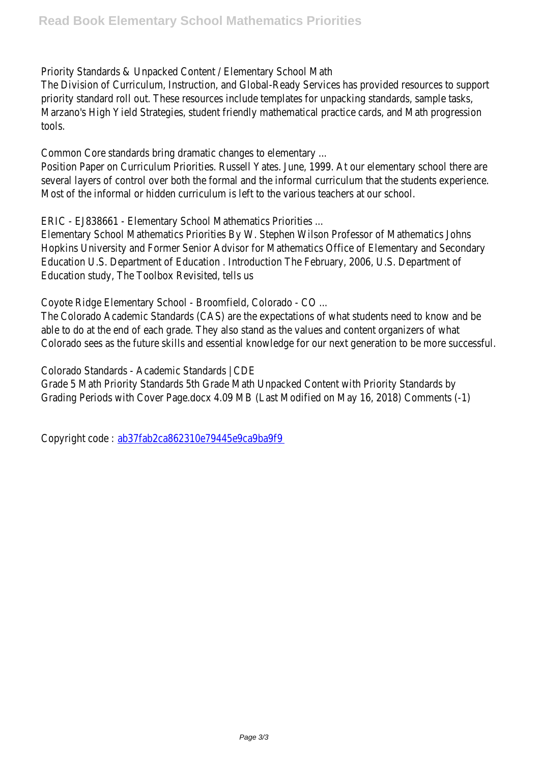Priority Standards & Unpacked Content / Elementary School Math

The Division of Curriculum, Instruction, and Global-Ready Services has provided resources to support priority standard roll out. These resources include templates for unpacking standards, sample tasks, Marzano's High Yield Strategies, student friendly mathematical practice cards, and Math progression tools.

Common Core standards bring dramatic changes to elementary ...

Position Paper on Curriculum Priorities. Russell Yates. June, 1999. At our elementary school there are several layers of control over both the formal and the informal curriculum that the students experience. Most of the informal or hidden curriculum is left to the various teachers at our school.

ERIC - EJ838661 - Elementary School Mathematics Priorities ...

Elementary School Mathematics Priorities By W. Stephen Wilson Professor of Mathematics Johns Hopkins University and Former Senior Advisor for Mathematics Office of Elementary and Secondary Education U.S. Department of Education . Introduction The February, 2006, U.S. Department of Education study, The Toolbox Revisited, tells us

Coyote Ridge Elementary School - Broomfield, Colorado - CO ...

The Colorado Academic Standards (CAS) are the expectations of what students need to know and be able to do at the end of each grade. They also stand as the values and content organizers of what Colorado sees as the future skills and essential knowledge for our next generation to be more successful.

Colorado Standards - Academic Standards | CDE

Grade 5 Math Priority Standards 5th Grade Math Unpacked Content with Priority Standards by Grading Periods with Cover Page.docx 4.09 MB (Last Modified on May 16, 2018) Comments (-1)

Copyright code : ab37fab2ca862310e79445e9ca9ba9f9